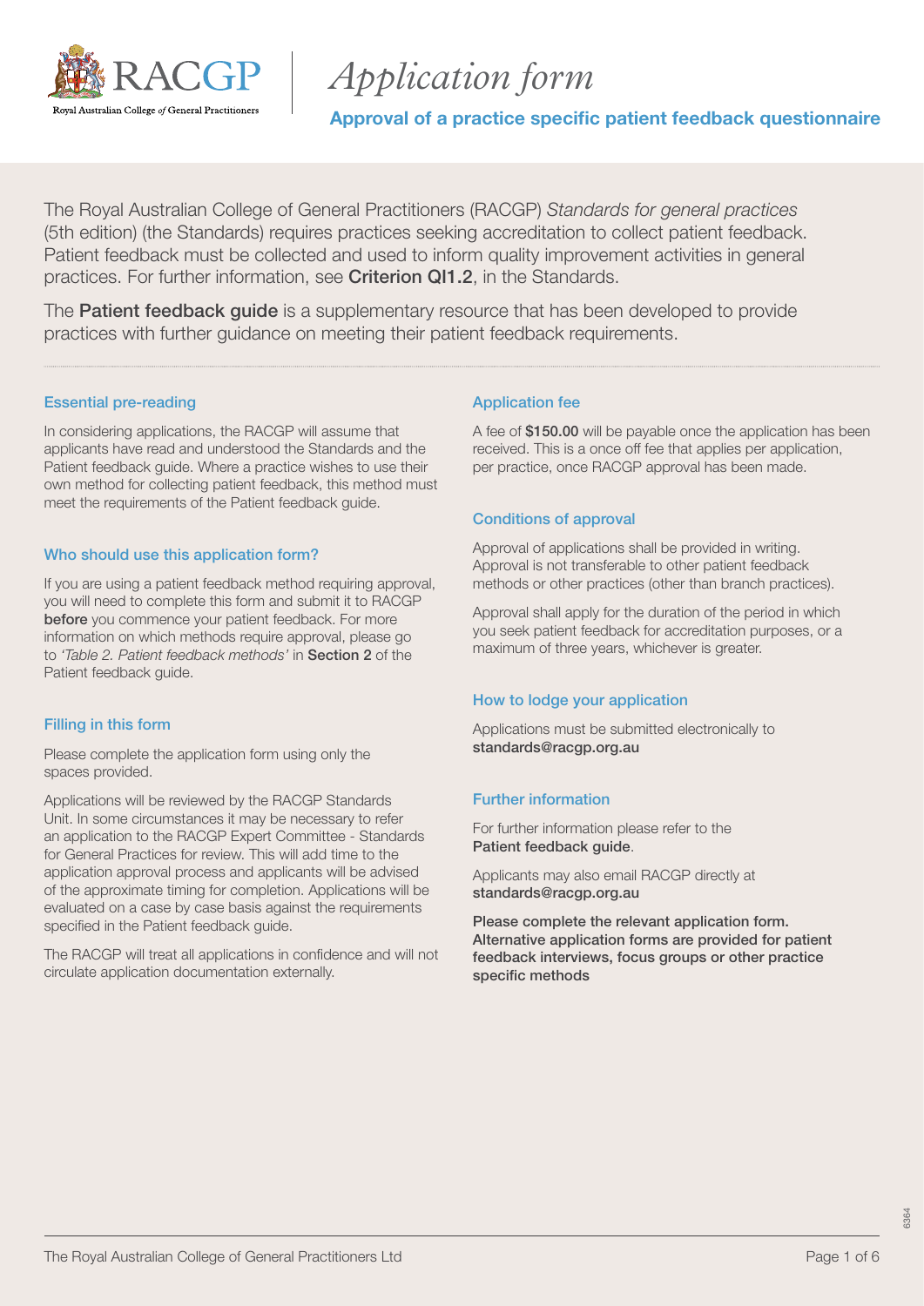# Application form

## Approval of a practice specific patient feedback questionnaire

The Royal Australian College of General Practitioners (RACGP) *Standards for general practices* (5th edition) (the Standards) requires practices seeking accreditation to collect patient feedback. Patient feedback must be collected and used to inform quality improvement activities in general practices. For further information, see **Criterion QI1.2**, in the Standards.

The **Patient feedback guide** is a supplementary resource that has been developed to provide practices with further guidance on meeting their patient feedback requirements.

### Essential pre-reading

In considering applications, the RACGP will assume that applicants have read and understood the Standards and the Patient feedback guide. Where a practice wishes to use their own method for collecting patient feedback, this method must meet the requirements of the Patient feedback guide.

### Who should use this application form?

If you are using a patient feedback method requiring approval, you will need to complete this form and submit it to RACGP **before** you commence your patient feedback. For more information on which methods require approval, please go to *'Table 2. Patient feedback methods'* in **Section 2** of the Patient feedback guide.

### Filling in this form

Please complete the application form using only the spaces provided.

Applications will be reviewed by the RACGP Standards Unit. In some circumstances it may be necessary to refer an application to the RACGP Expert Committee - Standards for General Practices for review. This will add time to the application approval process and applicants will be advised of the approximate timing for completion. Applications will be evaluated on a case by case basis against the requirements specified in the Patient feedback guide.

The RACGP will treat all applications in confidence and will not circulate application documentation externally.

### Application fee

A fee of **$150.00** will be payable once the application has been received. This is a once off fee that applies per application, per practice, once RACGP approval has been made.

### Conditions of approval

Approval of applications shall be provided in writing. Approval is not transferable to other patient feedback methods or other practices (other than branch practices).

Approval shall apply for the duration of the period in which you seek patient feedback for accreditation purposes, or a maximum of three years, whichever is greater.

### How to lodge your application

Applications must be submitted electronically to **standards@racgp.org.au**

### Further information

For further information please refer to the **Patient feedback guide**.

Applicants may also email RACGP directly at **standards@racgp.org.au**

**Please complete the relevant application form. Alternative application forms are provided for patient feedback interviews, focus groups or other practice specific methods**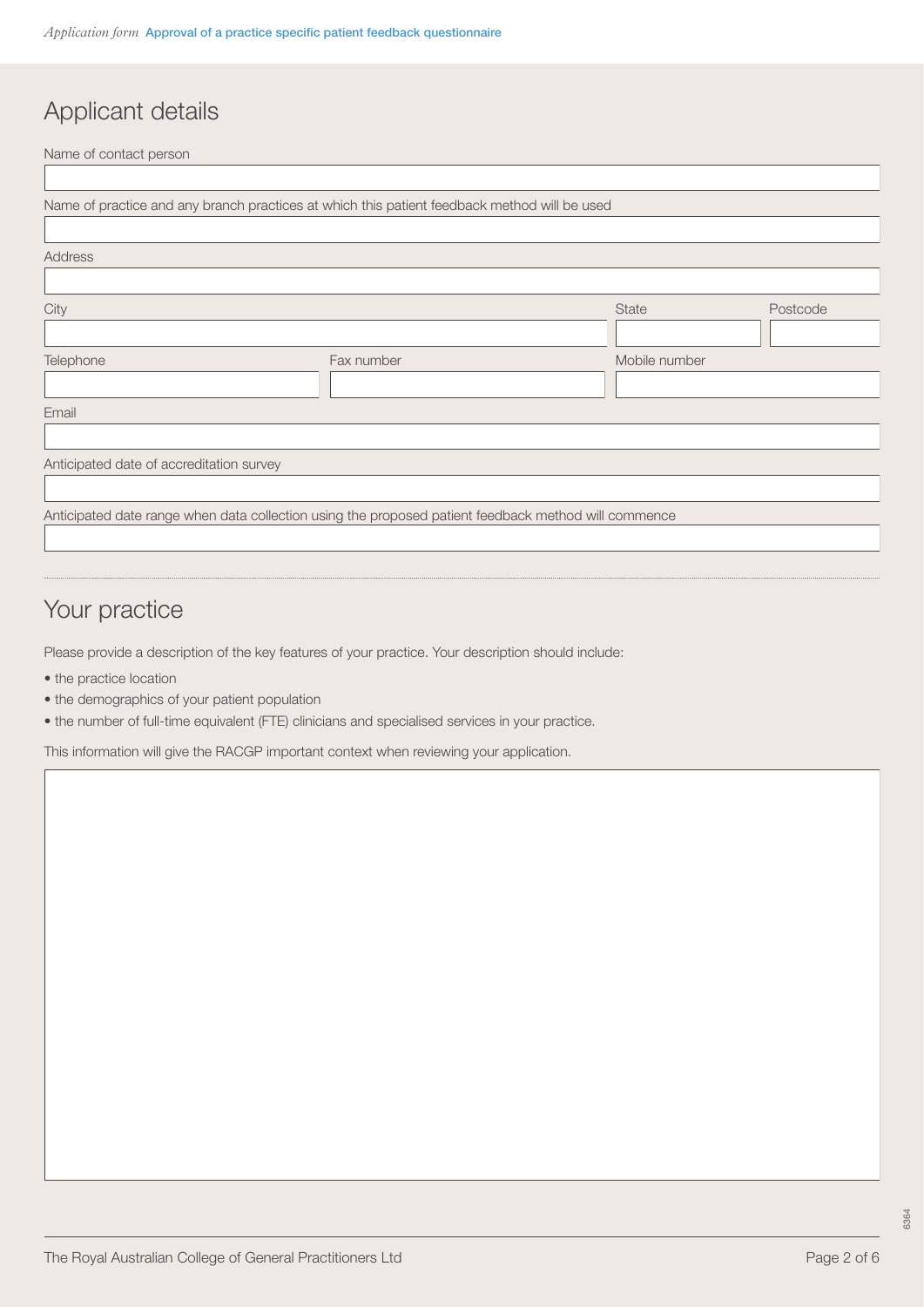## Applicant details

Name of contact person

Name of practice and any branch practices at which this patient feedback method will be used

Address

City | State | Postcode

Telephone | Fax number | Mobile number

Email

Anticipated date of accreditation survey

Anticipated date range when data collection using the proposed patient feedback method will commence

## Your practice

Please provide a description of the key features of your practice. Your description should include:

- the practice location
- the demographics of your patient population
- the number of full-time equivalent (FTE) clinicians and specialised services in your practice.

This information will give the RACGP important context when reviewing your application.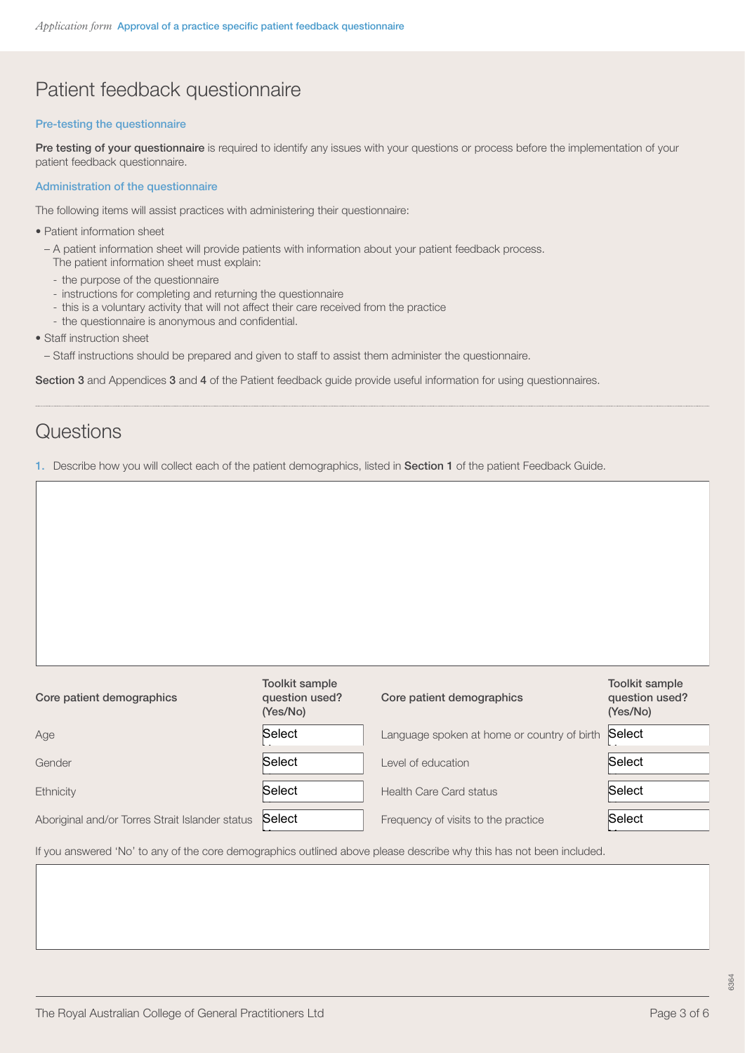# Patient feedback questionnaire

### Pre-testing the questionnaire

**Pre testing of your questionnaire** is required to identify any issues with your questions or process before the implementation of your patient feedback questionnaire.

### Administration of the questionnaire

The following items will assist practices with administering their questionnaire:

- Patient information sheet
  - A patient information sheet will provide patients with information about your patient feedback process. The patient information sheet must explain:
    - the purpose of the questionnaire
    - instructions for completing and returning the questionnaire
    - this is a voluntary activity that will not affect their care received from the practice
    - the questionnaire is anonymous and confidential.
- Staff instruction sheet
  - Staff instructions should be prepared and given to staff to assist them administer the questionnaire.

**Section 3** and Appendices **3** and **4** of the Patient feedback guide provide useful information for using questionnaires.

# Questions

1. Describe how you will collect each of the patient demographics, listed in **Section 1** of the patient Feedback Guide.

| Core patient demographics | Toolkit sample question used? (Yes/No) | Core patient demographics | Toolkit sample question used? (Yes/No) |
|---|---|---|---|
| Age | Select | Language spoken at home or country of birth | Select |
| Gender | Select | Level of education | Select |
| Ethnicity | Select | Health Care Card status | Select |
| Aboriginal and/or Torres Strait Islander status | Select | Frequency of visits to the practice | Select |

If you answered 'No' to any of the core demographics outlined above please describe why this has not been included.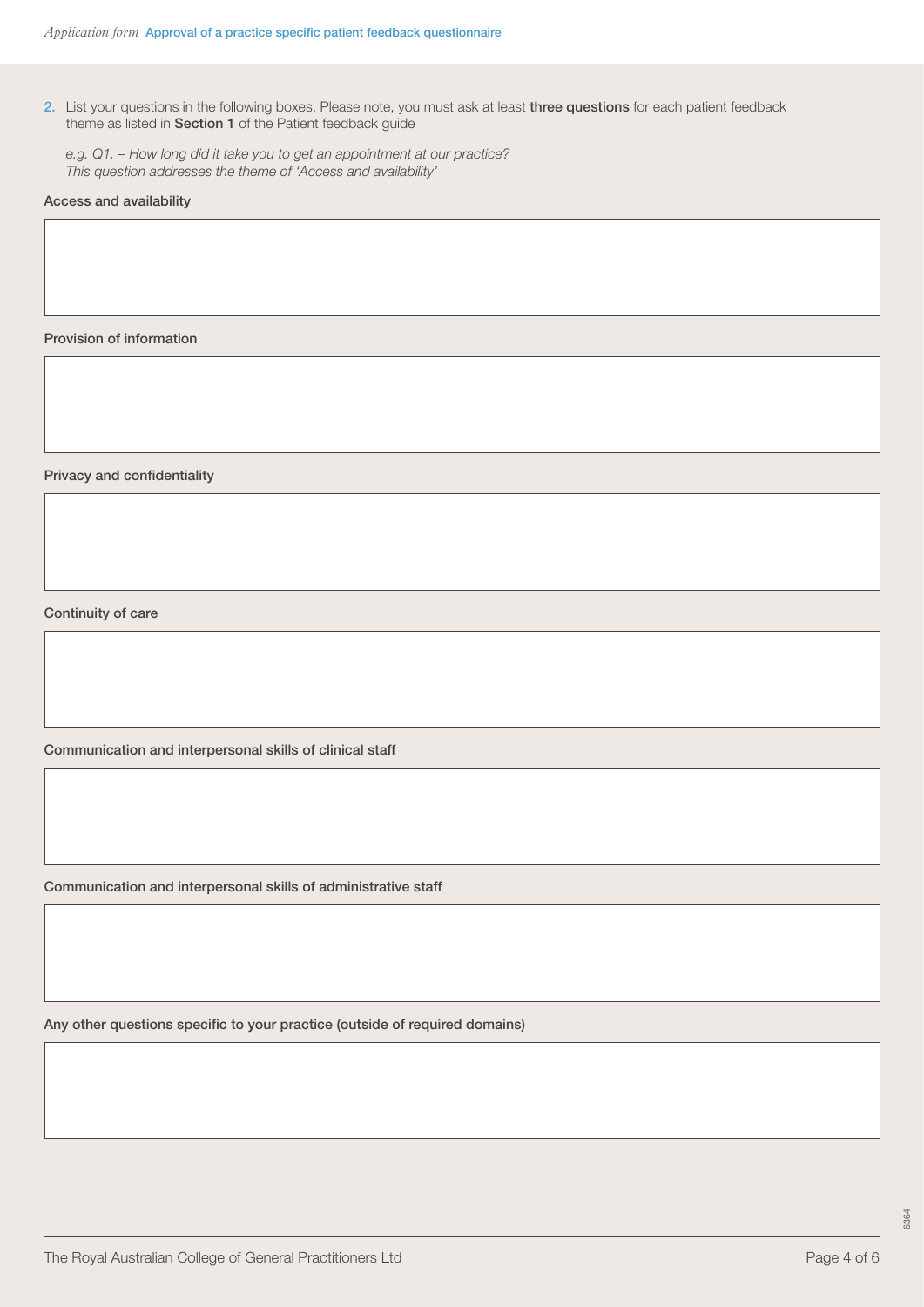2. List your questions in the following boxes. Please note, you must ask at least **three questions** for each patient feedback theme as listed in **Section 1** of the Patient feedback guide

   *e.g. Q1. – How long did it take you to get an appointment at our practice?*
   *This question addresses the theme of 'Access and availability'*

Access and availability

Provision of information

Privacy and confidentiality

Continuity of care

Communication and interpersonal skills of clinical staff

Communication and interpersonal skills of administrative staff

Any other questions specific to your practice (outside of required domains)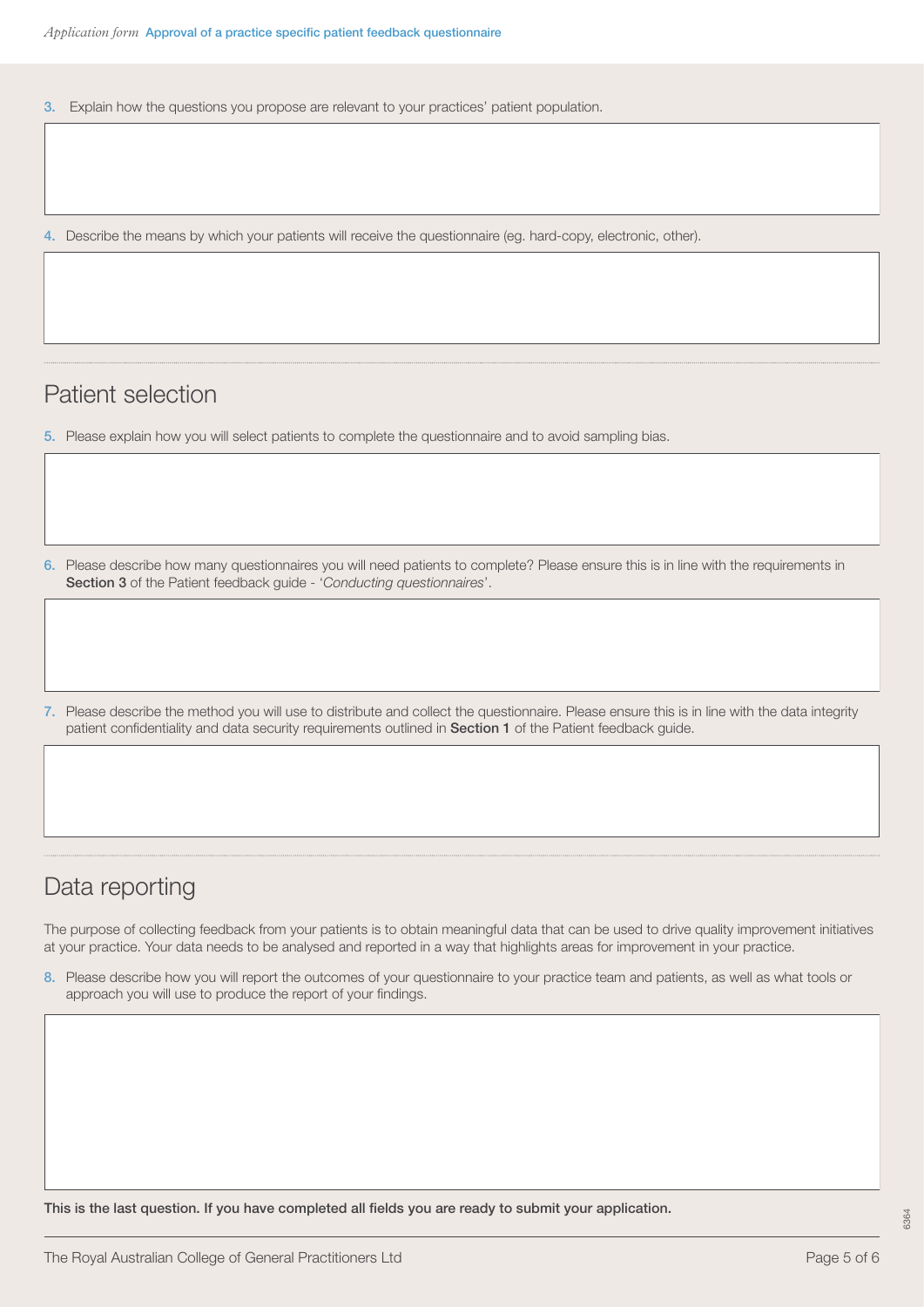3. Explain how the questions you propose are relevant to your practices' patient population.

4. Describe the means by which your patients will receive the questionnaire (eg. hard-copy, electronic, other).

## Patient selection

5. Please explain how you will select patients to complete the questionnaire and to avoid sampling bias.

6. Please describe how many questionnaires you will need patients to complete? Please ensure this is in line with the requirements in **Section 3** of the Patient feedback guide - '*Conducting questionnaires*'.

7. Please describe the method you will use to distribute and collect the questionnaire. Please ensure this is in line with the data integrity patient confidentiality and data security requirements outlined in **Section 1** of the Patient feedback guide.

## Data reporting

The purpose of collecting feedback from your patients is to obtain meaningful data that can be used to drive quality improvement initiatives at your practice. Your data needs to be analysed and reported in a way that highlights areas for improvement in your practice.

8. Please describe how you will report the outcomes of your questionnaire to your practice team and patients, as well as what tools or approach you will use to produce the report of your findings.

**This is the last question. If you have completed all fields you are ready to submit your application.**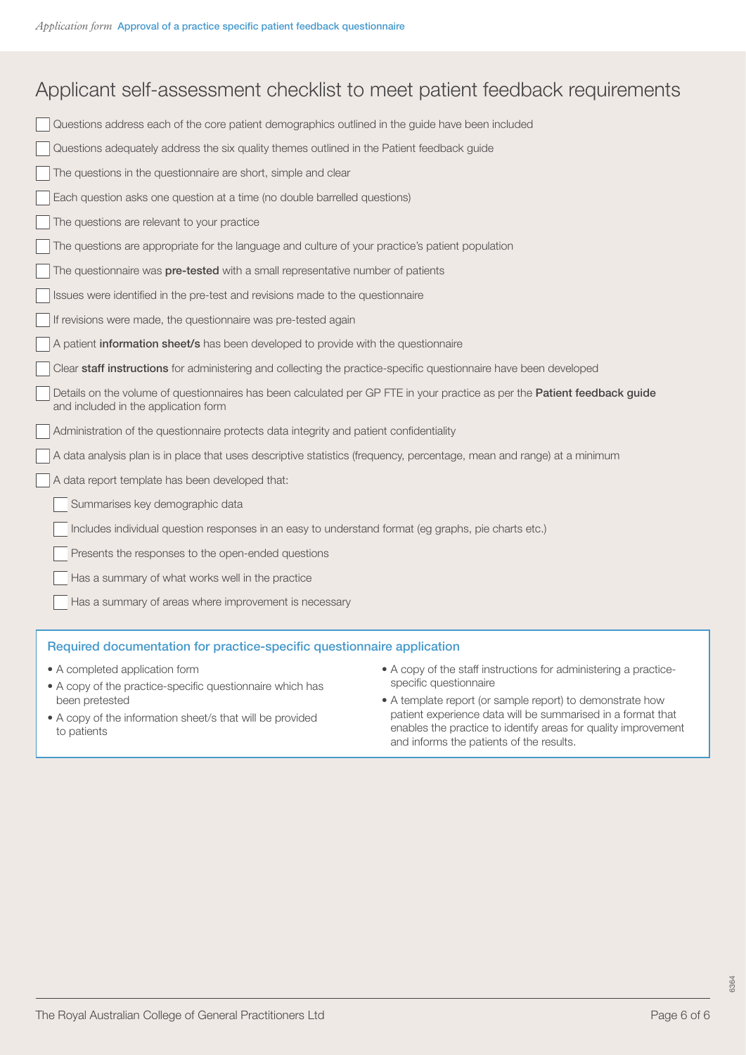# Applicant self-assessment checklist to meet patient feedback requirements

- [ ] Questions address each of the core patient demographics outlined in the guide have been included
- [ ] Questions adequately address the six quality themes outlined in the Patient feedback guide
- [ ] The questions in the questionnaire are short, simple and clear
- [ ] Each question asks one question at a time (no double barrelled questions)
- [ ] The questions are relevant to your practice
- [ ] The questions are appropriate for the language and culture of your practice's patient population
- [ ] The questionnaire was **pre-tested** with a small representative number of patients
- [ ] Issues were identified in the pre-test and revisions made to the questionnaire
- [ ] If revisions were made, the questionnaire was pre-tested again
- [ ] A patient **information sheet/s** has been developed to provide with the questionnaire
- [ ] Clear **staff instructions** for administering and collecting the practice-specific questionnaire have been developed
- [ ] Details on the volume of questionnaires has been calculated per GP FTE in your practice as per the **Patient feedback guide** and included in the application form
- [ ] Administration of the questionnaire protects data integrity and patient confidentiality
- [ ] A data analysis plan is in place that uses descriptive statistics (frequency, percentage, mean and range) at a minimum
- [ ] A data report template has been developed that:
  - [ ] Summarises key demographic data
  - [ ] Includes individual question responses in an easy to understand format (eg graphs, pie charts etc.)
  - [ ] Presents the responses to the open-ended questions
  - [ ] Has a summary of what works well in the practice
  - [ ] Has a summary of areas where improvement is necessary

## Required documentation for practice-specific questionnaire application

- A completed application form
- A copy of the practice-specific questionnaire which has been pretested
- A copy of the information sheet/s that will be provided to patients
- A copy of the staff instructions for administering a practice-specific questionnaire
- A template report (or sample report) to demonstrate how patient experience data will be summarised in a format that enables the practice to identify areas for quality improvement and informs the patients of the results.